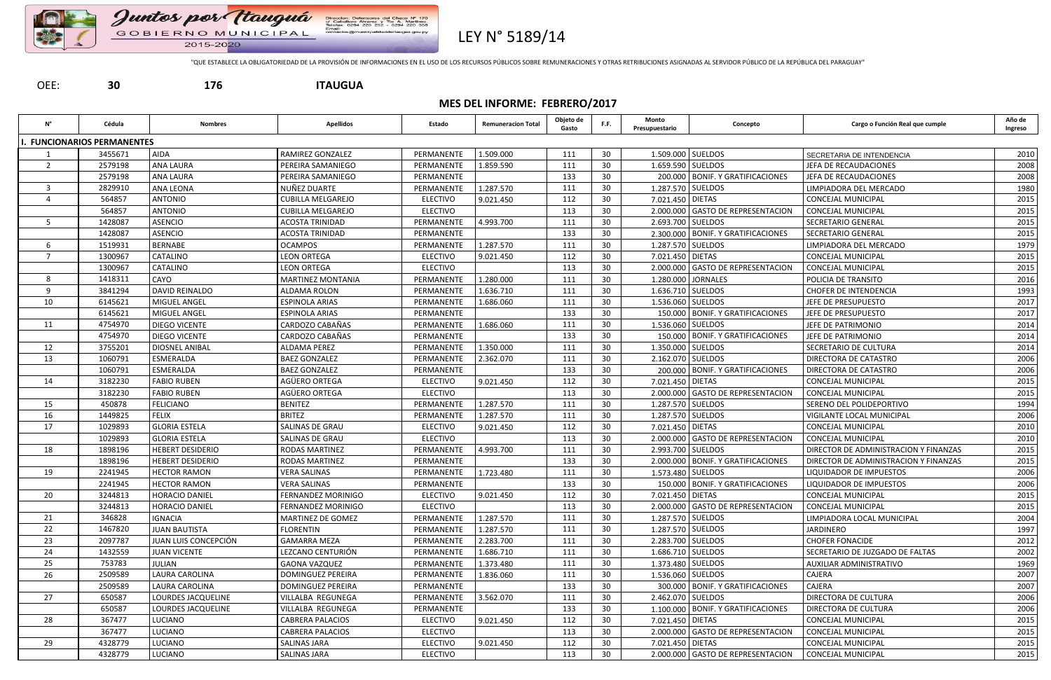Juntos por Itauguá
GOBIERNO MUNICIPAL
2015-2020

Dirección: Defensores del Chaco N° 170 c/ Caballero Alvarez y Tte. A. Martínez. Teléfax: 0294 220 252 - 0294 220 358 Email: contactos@municipalidaddeitaugua.gov.py

# LEY N° 5189/14

"QUE ESTABLECE LA OBLIGATORIEDAD DE LA PROVISIÓN DE INFORMACIONES EN EL USO DE LOS RECURSOS PÚBLICOS SOBRE REMUNERACIONES Y OTRAS RETRIBUCIONES ASIGNADAS AL SERVIDOR PÚBLICO DE LA REPÚBLICA DEL PARAGUAY"

OEE: **30** **176** **ITAUGUA**

## MES DEL INFORME: FEBRERO/2017

| N° | Cédula | Nombres | Apellidos | Estado | Remuneracion Total | Objeto de Gasto | F.F. | Monto Presupuestario | Concepto | Cargo o Función Real que cumple | Año de Ingreso |
|---|---|---|---|---|---|---|---|---|---|---|---|
| **I. FUNCIONARIOS PERMANENTES** | | | | | | | | | | | |
| 1 | 3455671 | AIDA | RAMIREZ GONZALEZ | PERMANENTE | 1.509.000 | 111 | 30 | 1.509.000 | SUELDOS | SECRETARIA DE INTENDENCIA | 2010 |
| 2 | 2579198 | ANA LAURA | PEREIRA SAMANIEGO | PERMANENTE | 1.859.590 | 111 | 30 | 1.659.590 | SUELDOS | JEFA DE RECAUDACIONES | 2008 |
| | 2579198 | ANA LAURA | PEREIRA SAMANIEGO | PERMANENTE | | 133 | 30 | 200.000 | BONIF. Y GRATIFICACIONES | JEFA DE RECAUDACIONES | 2008 |
| 3 | 2829910 | ANA LEONA | NUÑEZ DUARTE | PERMANENTE | 1.287.570 | 111 | 30 | 1.287.570 | SUELDOS | LIMPIADORA DEL MERCADO | 1980 |
| 4 | 564857 | ANTONIO | CUBILLA MELGAREJO | ELECTIVO | 9.021.450 | 112 | 30 | 7.021.450 | DIETAS | CONCEJAL MUNICIPAL | 2015 |
| | 564857 | ANTONIO | CUBILLA MELGAREJO | ELECTIVO | | 113 | 30 | 2.000.000 | GASTO DE REPRESENTACION | CONCEJAL MUNICIPAL | 2015 |
| 5 | 1428087 | ASENCIO | ACOSTA TRINIDAD | PERMANENTE | 4.993.700 | 111 | 30 | 2.693.700 | SUELDOS | SECRETARIO GENERAL | 2015 |
| | 1428087 | ASENCIO | ACOSTA TRINIDAD | PERMANENTE | | 133 | 30 | 2.300.000 | BONIF. Y GRATIFICACIONES | SECRETARIO GENERAL | 2015 |
| 6 | 1519931 | BERNABE | OCAMPOS | PERMANENTE | 1.287.570 | 111 | 30 | 1.287.570 | SUELDOS | LIMPIADORA DEL MERCADO | 1979 |
| 7 | 1300967 | CATALINO | LEON ORTEGA | ELECTIVO | 9.021.450 | 112 | 30 | 7.021.450 | DIETAS | CONCEJAL MUNICIPAL | 2015 |
| | 1300967 | CATALINO | LEON ORTEGA | ELECTIVO | | 113 | 30 | 2.000.000 | GASTO DE REPRESENTACION | CONCEJAL MUNICIPAL | 2015 |
| 8 | 1418311 | CAYO | MARTINEZ MONTANIA | PERMANENTE | 1.280.000 | 111 | 30 | 1.280.000 | JORNALES | POLICIA DE TRANSITO | 2016 |
| 9 | 3841294 | DAVID REINALDO | ALDAMA ROLON | PERMANENTE | 1.636.710 | 111 | 30 | 1.636.710 | SUELDOS | CHOFER DE INTENDENCIA | 1993 |
| 10 | 6145621 | MIGUEL ANGEL | ESPINOLA ARIAS | PERMANENTE | 1.686.060 | 111 | 30 | 1.536.060 | SUELDOS | JEFE DE PRESUPUESTO | 2017 |
| | 6145621 | MIGUEL ANGEL | ESPINOLA ARIAS | PERMANENTE | | 133 | 30 | 150.000 | BONIF. Y GRATIFICACIONES | JEFE DE PRESUPUESTO | 2017 |
| 11 | 4754970 | DIEGO VICENTE | CARDOZO CABAÑAS | PERMANENTE | 1.686.060 | 111 | 30 | 1.536.060 | SUELDOS | JEFE DE PATRIMONIO | 2014 |
| | 4754970 | DIEGO VICENTE | CARDOZO CABAÑAS | PERMANENTE | | 133 | 30 | 150.000 | BONIF. Y GRATIFICACIONES | JEFE DE PATRIMONIO | 2014 |
| 12 | 3755201 | DIOSNEL ANIBAL | ALDAMA PEREZ | PERMANENTE | 1.350.000 | 111 | 30 | 1.350.000 | SUELDOS | SECRETARIO DE CULTURA | 2014 |
| 13 | 1060791 | ESMERALDA | BAEZ GONZALEZ | PERMANENTE | 2.362.070 | 111 | 30 | 2.162.070 | SUELDOS | DIRECTORA DE CATASTRO | 2006 |
| | 1060791 | ESMERALDA | BAEZ GONZALEZ | PERMANENTE | | 133 | 30 | 200.000 | BONIF. Y GRATIFICACIONES | DIRECTORA DE CATASTRO | 2006 |
| 14 | 3182230 | FABIO RUBEN | AGÜERO ORTEGA | ELECTIVO | 9.021.450 | 112 | 30 | 7.021.450 | DIETAS | CONCEJAL MUNICIPAL | 2015 |
| | 3182230 | FABIO RUBEN | AGÜERO ORTEGA | ELECTIVO | | 113 | 30 | 2.000.000 | GASTO DE REPRESENTACION | CONCEJAL MUNICIPAL | 2015 |
| 15 | 450878 | FELICIANO | BENITEZ | PERMANENTE | 1.287.570 | 111 | 30 | 1.287.570 | SUELDOS | SERENO DEL POLIDEPORTIVO | 1994 |
| 16 | 1449825 | FELIX | BRITEZ | PERMANENTE | 1.287.570 | 111 | 30 | 1.287.570 | SUELDOS | VIGILANTE LOCAL MUNICIPAL | 2006 |
| 17 | 1029893 | GLORIA ESTELA | SALINAS DE GRAU | ELECTIVO | 9.021.450 | 112 | 30 | 7.021.450 | DIETAS | CONCEJAL MUNICIPAL | 2010 |
| | 1029893 | GLORIA ESTELA | SALINAS DE GRAU | ELECTIVO | | 113 | 30 | 2.000.000 | GASTO DE REPRESENTACION | CONCEJAL MUNICIPAL | 2010 |
| 18 | 1898196 | HEBERT DESIDERIO | RODAS MARTINEZ | PERMANENTE | 4.993.700 | 111 | 30 | 2.993.700 | SUELDOS | DIRECTOR DE ADMINISTRACION Y FINANZAS | 2015 |
| | 1898196 | HEBERT DESIDERIO | RODAS MARTINEZ | PERMANENTE | | 133 | 30 | 2.000.000 | BONIF. Y GRATIFICACIONES | DIRECTOR DE ADMINISTRACION Y FINANZAS | 2015 |
| 19 | 2241945 | HECTOR RAMON | VERA SALINAS | PERMANENTE | 1.723.480 | 111 | 30 | 1.573.480 | SUELDOS | LIQUIDADOR DE IMPUESTOS | 2006 |
| | 2241945 | HECTOR RAMON | VERA SALINAS | PERMANENTE | | 133 | 30 | 150.000 | BONIF. Y GRATIFICACIONES | LIQUIDADOR DE IMPUESTOS | 2006 |
| 20 | 3244813 | HORACIO DANIEL | FERNANDEZ MORINIGO | ELECTIVO | 9.021.450 | 112 | 30 | 7.021.450 | DIETAS | CONCEJAL MUNICIPAL | 2015 |
| | 3244813 | HORACIO DANIEL | FERNANDEZ MORINIGO | ELECTIVO | | 113 | 30 | 2.000.000 | GASTO DE REPRESENTACION | CONCEJAL MUNICIPAL | 2015 |
| 21 | 346828 | IGNACIA | MARTINEZ DE GOMEZ | PERMANENTE | 1.287.570 | 111 | 30 | 1.287.570 | SUELDOS | LIMPIADORA LOCAL MUNICIPAL | 2004 |
| 22 | 1467820 | JUAN BAUTISTA | FLORENTIN | PERMANENTE | 1.287.570 | 111 | 30 | 1.287.570 | SUELDOS | JARDINERO | 1997 |
| 23 | 2097787 | JUAN LUIS CONCEPCIÓN | GAMARRA MEZA | PERMANENTE | 2.283.700 | 111 | 30 | 2.283.700 | SUELDOS | CHOFER FONACIDE | 2012 |
| 24 | 1432559 | JUAN VICENTE | LEZCANO CENTURIÓN | PERMANENTE | 1.686.710 | 111 | 30 | 1.686.710 | SUELDOS | SECRETARIO DE JUZGADO DE FALTAS | 2002 |
| 25 | 753783 | JULIAN | GAONA VAZQUEZ | PERMANENTE | 1.373.480 | 111 | 30 | 1.373.480 | SUELDOS | AUXILIAR ADMINISTRATIVO | 1969 |
| 26 | 2509589 | LAURA CAROLINA | DOMINGUEZ PEREIRA | PERMANENTE | 1.836.060 | 111 | 30 | 1.536.060 | SUELDOS | CAJERA | 2007 |
| | 2509589 | LAURA CAROLINA | DOMINGUEZ PEREIRA | PERMANENTE | | 133 | 30 | 300.000 | BONIF. Y GRATIFICACIONES | CAJERA | 2007 |
| 27 | 650587 | LOURDES JACQUELINE | VILLALBA REGUNEGA | PERMANENTE | 3.562.070 | 111 | 30 | 2.462.070 | SUELDOS | DIRECTORA DE CULTURA | 2006 |
| | 650587 | LOURDES JACQUELINE | VILLALBA REGUNEGA | PERMANENTE | | 133 | 30 | 1.100.000 | BONIF. Y GRATIFICACIONES | DIRECTORA DE CULTURA | 2006 |
| 28 | 367477 | LUCIANO | CABRERA PALACIOS | ELECTIVO | 9.021.450 | 112 | 30 | 7.021.450 | DIETAS | CONCEJAL MUNICIPAL | 2015 |
| | 367477 | LUCIANO | CABRERA PALACIOS | ELECTIVO | | 113 | 30 | 2.000.000 | GASTO DE REPRESENTACION | CONCEJAL MUNICIPAL | 2015 |
| 29 | 4328779 | LUCIANO | SALINAS JARA | ELECTIVO | 9.021.450 | 112 | 30 | 7.021.450 | DIETAS | CONCEJAL MUNICIPAL | 2015 |
| | 4328779 | LUCIANO | SALINAS JARA | ELECTIVO | | 113 | 30 | 2.000.000 | GASTO DE REPRESENTACION | CONCEJAL MUNICIPAL | 2015 |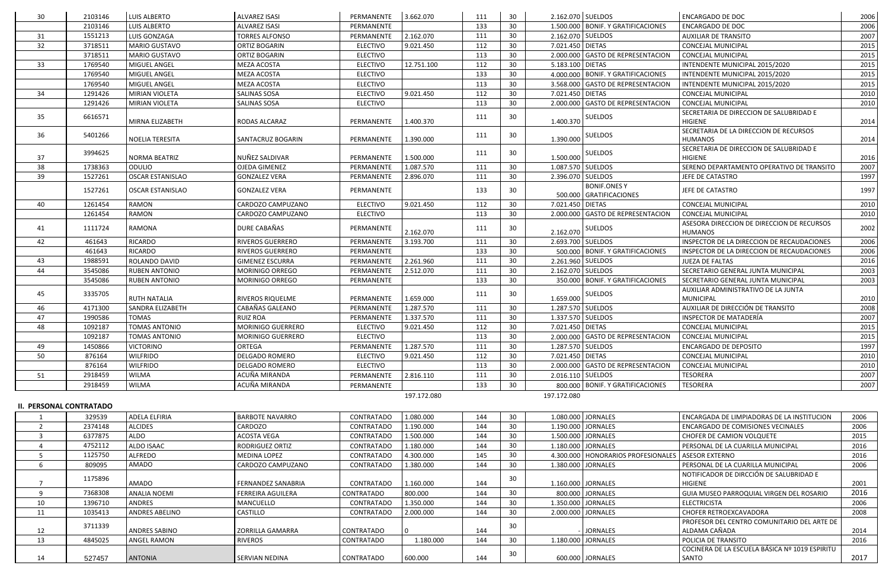| 30 | 2103146 | LUIS ALBERTO | ALVAREZ ISASI | PERMANENTE | 3.662.070 | 111 | 30 | 2.162.070 | SUELDOS | ENCARGADO DE DOC | 2006 |
|---|---|---|---|---|---|---|---|---|---|---|---|
| | 2103146 | LUIS ALBERTO | ALVAREZ ISASI | PERMANENTE | | 133 | 30 | 1.500.000 | BONIF. Y GRATIFICACIONES | ENCARGADO DE DOC | 2006 |
| 31 | 1551213 | LUIS GONZAGA | TORRES ALFONSO | PERMANENTE | 2.162.070 | 111 | 30 | 2.162.070 | SUELDOS | AUXILIAR DE TRANSITO | 2007 |
| 32 | 3718511 | MARIO GUSTAVO | ORTIZ BOGARIN | ELECTIVO | 9.021.450 | 112 | 30 | 7.021.450 | DIETAS | CONCEJAL MUNICIPAL | 2015 |
| | 3718511 | MARIO GUSTAVO | ORTIZ BOGARIN | ELECTIVO | | 113 | 30 | 2.000.000 | GASTO DE REPRESENTACION | CONCEJAL MUNICIPAL | 2015 |
| 33 | 1769540 | MIGUEL ANGEL | MEZA ACOSTA | ELECTIVO | 12.751.100 | 112 | 30 | 5.183.100 | DIETAS | INTENDENTE MUNICIPAL 2015/2020 | 2015 |
| | 1769540 | MIGUEL ANGEL | MEZA ACOSTA | ELECTIVO | | 133 | 30 | 4.000.000 | BONIF. Y GRATIFICACIONES | INTENDENTE MUNICIPAL 2015/2020 | 2015 |
| | 1769540 | MIGUEL ANGEL | MEZA ACOSTA | ELECTIVO | | 113 | 30 | 3.568.000 | GASTO DE REPRESENTACION | INTENDENTE MUNICIPAL 2015/2020 | 2015 |
| 34 | 1291426 | MIRIAN VIOLETA | SALINAS SOSA | ELECTIVO | 9.021.450 | 112 | 30 | 7.021.450 | DIETAS | CONCEJAL MUNICIPAL | 2010 |
| | 1291426 | MIRIAN VIOLETA | SALINAS SOSA | ELECTIVO | | 113 | 30 | 2.000.000 | GASTO DE REPRESENTACION | CONCEJAL MUNICIPAL | 2010 |
| 35 | 6616571 | MIRNA ELIZABETH | RODAS ALCARAZ | PERMANENTE | 1.400.370 | 111 | 30 | 1.400.370 | SUELDOS | SECRETARIA DE DIRECCION DE SALUBRIDAD E HIGIENE | 2014 |
| 36 | 5401266 | NOELIA TERESITA | SANTACRUZ BOGARIN | PERMANENTE | 1.390.000 | 111 | 30 | 1.390.000 | SUELDOS | SECRETARIA DE LA DIRECCION DE RECURSOS HUMANOS | 2014 |
| 37 | 3994625 | NORMA BEATRIZ | NUÑEZ SALDIVAR | PERMANENTE | 1.500.000 | 111 | 30 | 1.500.000 | SUELDOS | SECRETARIA DE DIRECCION DE SALUBRIDAD E HIGIENE | 2016 |
| 38 | 1738363 | ODULIO | OJEDA GIMENEZ | PERMANENTE | 1.087.570 | 111 | 30 | 1.087.570 | SUELDOS | SERENO DEPARTAMENTO OPERATIVO DE TRANSITO | 2007 |
| 39 | 1527261 | OSCAR ESTANISLAO | GONZALEZ VERA | PERMANENTE | 2.896.070 | 111 | 30 | 2.396.070 | SUELDOS | JEFE DE CATASTRO | 1997 |
| | 1527261 | OSCAR ESTANISLAO | GONZALEZ VERA | PERMANENTE | | 133 | 30 | 500.000 | BONIF.ONES Y GRATIFICACIONES | JEFE DE CATASTRO | 1997 |
| 40 | 1261454 | RAMON | CARDOZO CAMPUZANO | ELECTIVO | 9.021.450 | 112 | 30 | 7.021.450 | DIETAS | CONCEJAL MUNICIPAL | 2010 |
| | 1261454 | RAMON | CARDOZO CAMPUZANO | ELECTIVO | | 113 | 30 | 2.000.000 | GASTO DE REPRESENTACION | CONCEJAL MUNICIPAL | 2010 |
| 41 | 1111724 | RAMONA | DURE CABAÑAS | PERMANENTE | 2.162.070 | 111 | 30 | 2.162.070 | SUELDOS | ASESORA DIRECCION DE DIRECCION DE RECURSOS HUMANOS | 2002 |
| 42 | 461643 | RICARDO | RIVEROS GUERRERO | PERMANENTE | 3.193.700 | 111 | 30 | 2.693.700 | SUELDOS | INSPECTOR DE LA DIRECCION DE RECAUDACIONES | 2006 |
| | 461643 | RICARDO | RIVEROS GUERRERO | PERMANENTE | | 133 | 30 | 500.000 | BONIF. Y GRATIFICACIONES | INSPECTOR DE LA DIRECCION DE RECAUDACIONES | 2006 |
| 43 | 1988591 | ROLANDO DAVID | GIMENEZ ESCURRA | PERMANENTE | 2.261.960 | 111 | 30 | 2.261.960 | SUELDOS | JUEZA DE FALTAS | 2016 |
| 44 | 3545086 | RUBEN ANTONIO | MORINIGO ORREGO | PERMANENTE | 2.512.070 | 111 | 30 | 2.162.070 | SUELDOS | SECRETARIO GENERAL JUNTA MUNICIPAL | 2003 |
| | 3545086 | RUBEN ANTONIO | MORINIGO ORREGO | PERMANENTE | | 133 | 30 | 350.000 | BONIF. Y GRATIFICACIONES | SECRETARIO GENERAL JUNTA MUNICIPAL | 2003 |
| 45 | 3335705 | RUTH NATALIA | RIVEROS RIQUELME | PERMANENTE | 1.659.000 | 111 | 30 | 1.659.000 | SUELDOS | AUXILIAR ADMINISTRATIVO DE LA JUNTA MUNICIPAL | 2010 |
| 46 | 4171300 | SANDRA ELIZABETH | CABAÑAS GALEANO | PERMANENTE | 1.287.570 | 111 | 30 | 1.287.570 | SUELDOS | AUXILIAR DE DIRECCIÓN DE TRANSITO | 2008 |
| 47 | 1990586 | TOMAS | RUIZ ROA | PERMANENTE | 1.337.570 | 111 | 30 | 1.337.570 | SUELDOS | INSPECTOR DE MATADERÍA | 2007 |
| 48 | 1092187 | TOMAS ANTONIO | MORINIGO GUERRERO | ELECTIVO | 9.021.450 | 112 | 30 | 7.021.450 | DIETAS | CONCEJAL MUNICIPAL | 2015 |
| | 1092187 | TOMAS ANTONIO | MORINIGO GUERRERO | ELECTIVO | | 113 | 30 | 2.000.000 | GASTO DE REPRESENTACION | CONCEJAL MUNICIPAL | 2015 |
| 49 | 1450866 | VICTORINO | ORTEGA | PERMANENTE | 1.287.570 | 111 | 30 | 1.287.570 | SUELDOS | ENCARGADO DE DEPOSITO | 1997 |
| 50 | 876164 | WILFRIDO | DELGADO ROMERO | ELECTIVO | 9.021.450 | 112 | 30 | 7.021.450 | DIETAS | CONCEJAL MUNICIPAL | 2010 |
| | 876164 | WILFRIDO | DELGADO ROMERO | ELECTIVO | | 113 | 30 | 2.000.000 | GASTO DE REPRESENTACION | CONCEJAL MUNICIPAL | 2010 |
| 51 | 2918459 | WILMA | ACUÑA MIRANDA | PERMANENTE | 2.816.110 | 111 | 30 | 2.016.110 | SUELDOS | TESORERA | 2007 |
| | 2918459 | WILMA | ACUÑA MIRANDA | PERMANENTE | | 133 | 30 | 800.000 | BONIF. Y GRATIFICACIONES | TESORERA | 2007 |
| | | | | | 197.172.080 | | | 197.172.080 | | | |

**II. PERSONAL CONTRATADO**

| 1 | 329539 | ADELA ELFIRIA | BARBOTE NAVARRO | CONTRATADO | 1.080.000 | 144 | 30 | 1.080.000 | JORNALES | ENCARGADA DE LIMPIADORAS DE LA INSTITUCION | 2006 |
|---|---|---|---|---|---|---|---|---|---|---|---|
| 2 | 2374148 | ALCIDES | CARDOZO | CONTRATADO | 1.190.000 | 144 | 30 | 1.190.000 | JORNALES | ENCARGADO DE COMISIONES VECINALES | 2006 |
| 3 | 6377875 | ALDO | ACOSTA VEGA | CONTRATADO | 1.500.000 | 144 | 30 | 1.500.000 | JORNALES | CHOFER DE CAMION VOLQUETE | 2015 |
| 4 | 4752112 | ALDO ISAAC | RODRIGUEZ ORTIZ | CONTRATADO | 1.180.000 | 144 | 30 | 1.180.000 | JORNALES | PERSONAL DE LA CUARILLA MUNICIPAL | 2016 |
| 5 | 1125750 | ALFREDO | MEDINA LOPEZ | CONTRATADO | 4.300.000 | 145 | 30 | 4.300.000 | HONORARIOS PROFESIONALES | ASESOR EXTERNO | 2016 |
| 6 | 809095 | AMADO | CARDOZO CAMPUZANO | CONTRATADO | 1.380.000 | 144 | 30 | 1.380.000 | JORNALES | PERSONAL DE LA CUARILLA MUNICIPAL | 2006 |
| 7 | 1175896 | AMADO | FERNANDEZ SANABRIA | CONTRATADO | 1.160.000 | 144 | 30 | 1.160.000 | JORNALES | NOTIFICADOR DE DIRCCIÓN DE SALUBRIDAD E HIGIENE | 2001 |
| 9 | 7368308 | ANALIA NOEMI | FERREIRA AGUILERA | CONTRATADO | 800.000 | 144 | 30 | 800.000 | JORNALES | GUIA MUSEO PARROQUIAL VIRGEN DEL ROSARIO | 2016 |
| 10 | 1396710 | ANDRES | MANCUELLO | CONTRATADO | 1.350.000 | 144 | 30 | 1.350.000 | JORNALES | ELECTRICISTA | 2006 |
| 11 | 1035413 | ANDRES ABELINO | CASTILLO | CONTRATADO | 2.000.000 | 144 | 30 | 2.000.000 | JORNALES | CHOFER RETROEXCAVADORA | 2008 |
| 12 | 3711339 | ANDRES SABINO | ZORRILLA GAMARRA | CONTRATADO | 0 | 144 | 30 | - | JORNALES | PROFESOR DEL CENTRO COMUNITARIO DEL ARTE DE ALDAMA CAÑADA | 2014 |
| 13 | 4845025 | ANGEL RAMON | RIVEROS | CONTRATADO | 1.180.000 | 144 | 30 | 1.180.000 | JORNALES | POLICIA DE TRANSITO | 2016 |
| 14 | 527457 | ANTONIA | SERVIAN NEDINA | CONTRATADO | 600.000 | 144 | 30 | 600.000 | JORNALES | COCINERA DE LA ESCUELA BÁSICA Nº 1019 ESPIRITU SANTO | 2017 |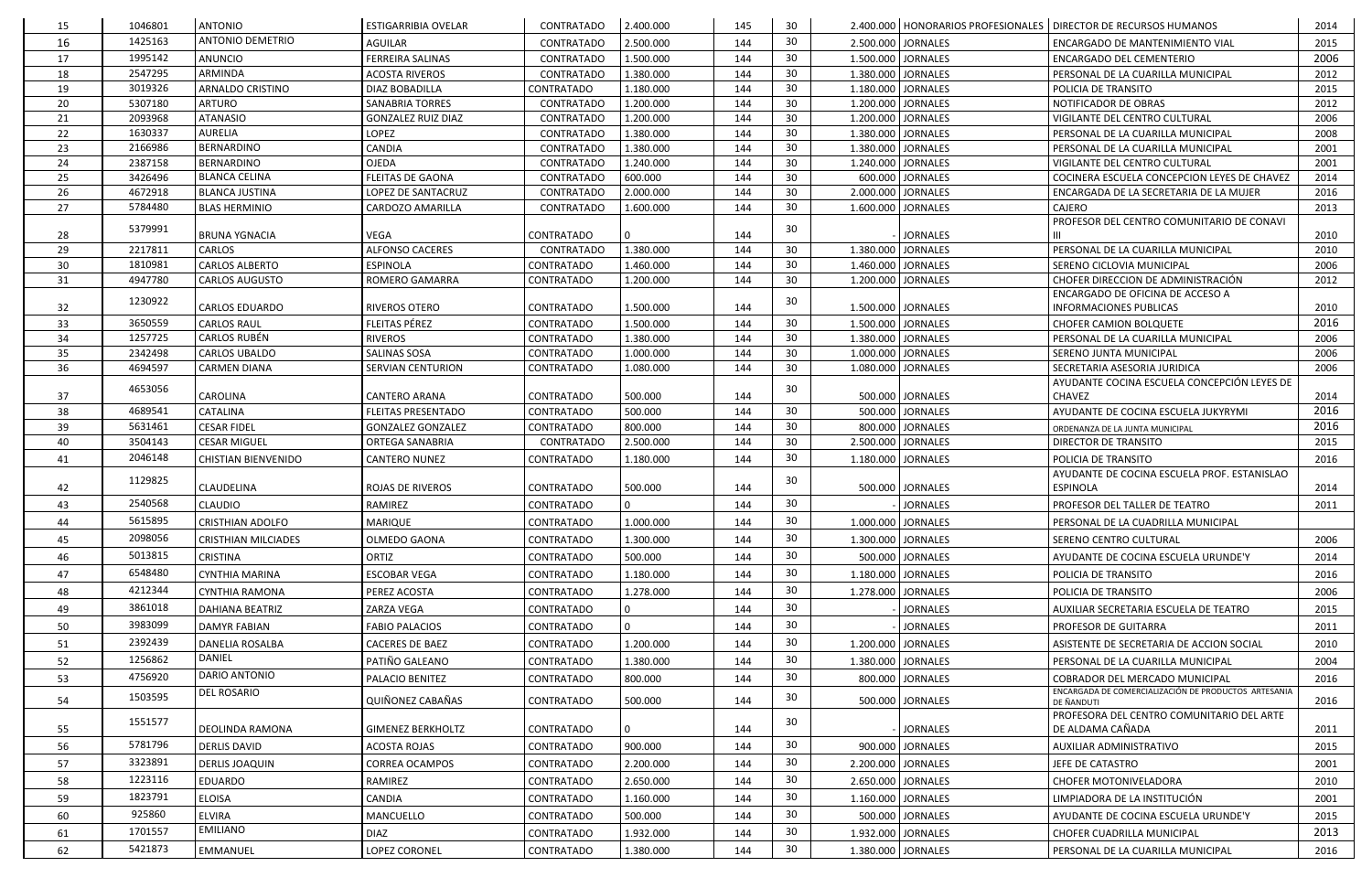| 15 | 1046801 | ANTONIO | ESTIGARRIBIA OVELAR | CONTRATADO | 2.400.000 | 145 | 30 | 2.400.000 | HONORARIOS PROFESIONALES | DIRECTOR DE RECURSOS HUMANOS | 2014 |
|---|---|---|---|---|---|---|---|---|---|---|---|
| 16 | 1425163 | ANTONIO DEMETRIO | AGUILAR | CONTRATADO | 2.500.000 | 144 | 30 | 2.500.000 | JORNALES | ENCARGADO DE MANTENIMIENTO VIAL | 2015 |
| 17 | 1995142 | ANUNCIO | FERREIRA SALINAS | CONTRATADO | 1.500.000 | 144 | 30 | 1.500.000 | JORNALES | ENCARGADO DEL CEMENTERIO | 2006 |
| 18 | 2547295 | ARMINDA | ACOSTA RIVEROS | CONTRATADO | 1.380.000 | 144 | 30 | 1.380.000 | JORNALES | PERSONAL DE LA CUARILLA MUNICIPAL | 2012 |
| 19 | 3019326 | ARNALDO CRISTINO | DIAZ BOBADILLA | CONTRATADO | 1.180.000 | 144 | 30 | 1.180.000 | JORNALES | POLICIA DE TRANSITO | 2015 |
| 20 | 5307180 | ARTURO | SANABRIA TORRES | CONTRATADO | 1.200.000 | 144 | 30 | 1.200.000 | JORNALES | NOTIFICADOR DE OBRAS | 2012 |
| 21 | 2093968 | ATANASIO | GONZALEZ RUIZ DIAZ | CONTRATADO | 1.200.000 | 144 | 30 | 1.200.000 | JORNALES | VIGILANTE DEL CENTRO CULTURAL | 2006 |
| 22 | 1630337 | AURELIA | LOPEZ | CONTRATADO | 1.380.000 | 144 | 30 | 1.380.000 | JORNALES | PERSONAL DE LA CUARILLA MUNICIPAL | 2008 |
| 23 | 2166986 | BERNARDINO | CANDIA | CONTRATADO | 1.380.000 | 144 | 30 | 1.380.000 | JORNALES | PERSONAL DE LA CUARILLA MUNICIPAL | 2001 |
| 24 | 2387158 | BERNARDINO | OJEDA | CONTRATADO | 1.240.000 | 144 | 30 | 1.240.000 | JORNALES | VIGILANTE DEL CENTRO CULTURAL | 2001 |
| 25 | 3426496 | BLANCA CELINA | FLEITAS DE GAONA | CONTRATADO | 600.000 | 144 | 30 | 600.000 | JORNALES | COCINERA ESCUELA CONCEPCION LEYES DE CHAVEZ | 2014 |
| 26 | 4672918 | BLANCA JUSTINA | LOPEZ DE SANTACRUZ | CONTRATADO | 2.000.000 | 144 | 30 | 2.000.000 | JORNALES | ENCARGADA DE LA SECRETARIA DE LA MUJER | 2016 |
| 27 | 5784480 | BLAS HERMINIO | CARDOZO AMARILLA | CONTRATADO | 1.600.000 | 144 | 30 | 1.600.000 | JORNALES | CAJERO | 2013 |
| 28 | 5379991 | BRUNA YGNACIA | VEGA | CONTRATADO | 0 | 144 | 30 | - | JORNALES | PROFESOR DEL CENTRO COMUNITARIO DE CONAVI III | 2010 |
| 29 | 2217811 | CARLOS | ALFONSO CACERES | CONTRATADO | 1.380.000 | 144 | 30 | 1.380.000 | JORNALES | PERSONAL DE LA CUARILLA MUNICIPAL | 2010 |
| 30 | 1810981 | CARLOS ALBERTO | ESPINOLA | CONTRATADO | 1.460.000 | 144 | 30 | 1.460.000 | JORNALES | SERENO CICLOVIA MUNICIPAL | 2006 |
| 31 | 4947780 | CARLOS AUGUSTO | ROMERO GAMARRA | CONTRATADO | 1.200.000 | 144 | 30 | 1.200.000 | JORNALES | CHOFER DIRECCION DE ADMINISTRACIÓN | 2012 |
| 32 | 1230922 | CARLOS EDUARDO | RIVEROS OTERO | CONTRATADO | 1.500.000 | 144 | 30 | 1.500.000 | JORNALES | ENCARGADO DE OFICINA DE ACCESO A INFORMACIONES PUBLICAS | 2010 |
| 33 | 3650559 | CARLOS RAUL | FLEITAS PÉREZ | CONTRATADO | 1.500.000 | 144 | 30 | 1.500.000 | JORNALES | CHOFER CAMION BOLQUETE | 2016 |
| 34 | 1257725 | CARLOS RUBÉN | RIVEROS | CONTRATADO | 1.380.000 | 144 | 30 | 1.380.000 | JORNALES | PERSONAL DE LA CUARILLA MUNICIPAL | 2006 |
| 35 | 2342498 | CARLOS UBALDO | SALINAS SOSA | CONTRATADO | 1.000.000 | 144 | 30 | 1.000.000 | JORNALES | SERENO JUNTA MUNICIPAL | 2006 |
| 36 | 4694597 | CARMEN DIANA | SERVIAN CENTURION | CONTRATADO | 1.080.000 | 144 | 30 | 1.080.000 | JORNALES | SECRETARIA ASESORIA JURIDICA | 2006 |
| 37 | 4653056 | CAROLINA | CANTERO ARANA | CONTRATADO | 500.000 | 144 | 30 | 500.000 | JORNALES | AYUDANTE COCINA ESCUELA CONCEPCIÓN LEYES DE CHAVEZ | 2014 |
| 38 | 4689541 | CATALINA | FLEITAS PRESENTADO | CONTRATADO | 500.000 | 144 | 30 | 500.000 | JORNALES | AYUDANTE DE COCINA ESCUELA JUKYRYMI | 2016 |
| 39 | 5631461 | CESAR FIDEL | GONZALEZ GONZALEZ | CONTRATADO | 800.000 | 144 | 30 | 800.000 | JORNALES | ORDENANZA DE LA JUNTA MUNICIPAL | 2016 |
| 40 | 3504143 | CESAR MIGUEL | ORTEGA SANABRIA | CONTRATADO | 2.500.000 | 144 | 30 | 2.500.000 | JORNALES | DIRECTOR DE TRANSITO | 2015 |
| 41 | 2046148 | CHISTIAN BIENVENIDO | CANTERO NUNEZ | CONTRATADO | 1.180.000 | 144 | 30 | 1.180.000 | JORNALES | POLICIA DE TRANSITO | 2016 |
| 42 | 1129825 | CLAUDELINA | ROJAS DE RIVEROS | CONTRATADO | 500.000 | 144 | 30 | 500.000 | JORNALES | AYUDANTE DE COCINA ESCUELA PROF. ESTANISLAO ESPINOLA | 2014 |
| 43 | 2540568 | CLAUDIO | RAMIREZ | CONTRATADO | 0 | 144 | 30 | - | JORNALES | PROFESOR DEL TALLER DE TEATRO | 2011 |
| 44 | 5615895 | CRISTHIAN ADOLFO | MARIQUE | CONTRATADO | 1.000.000 | 144 | 30 | 1.000.000 | JORNALES | PERSONAL DE LA CUADRILLA MUNICIPAL | |
| 45 | 2098056 | CRISTHIAN MILCIADES | OLMEDO GAONA | CONTRATADO | 1.300.000 | 144 | 30 | 1.300.000 | JORNALES | SERENO CENTRO CULTURAL | 2006 |
| 46 | 5013815 | CRISTINA | ORTIZ | CONTRATADO | 500.000 | 144 | 30 | 500.000 | JORNALES | AYUDANTE DE COCINA ESCUELA URUNDE'Y | 2014 |
| 47 | 6548480 | CYNTHIA MARINA | ESCOBAR VEGA | CONTRATADO | 1.180.000 | 144 | 30 | 1.180.000 | JORNALES | POLICIA DE TRANSITO | 2016 |
| 48 | 4212344 | CYNTHIA RAMONA | PEREZ ACOSTA | CONTRATADO | 1.278.000 | 144 | 30 | 1.278.000 | JORNALES | POLICIA DE TRANSITO | 2006 |
| 49 | 3861018 | DAHIANA BEATRIZ | ZARZA VEGA | CONTRATADO | 0 | 144 | 30 | - | JORNALES | AUXILIAR SECRETARIA ESCUELA DE TEATRO | 2015 |
| 50 | 3983099 | DAMYR FABIAN | FABIO PALACIOS | CONTRATADO | 0 | 144 | 30 | - | JORNALES | PROFESOR DE GUITARRA | 2011 |
| 51 | 2392439 | DANELIA ROSALBA | CACERES DE BAEZ | CONTRATADO | 1.200.000 | 144 | 30 | 1.200.000 | JORNALES | ASISTENTE DE SECRETARIA DE ACCION SOCIAL | 2010 |
| 52 | 1256862 | DANIEL | PATIÑO GALEANO | CONTRATADO | 1.380.000 | 144 | 30 | 1.380.000 | JORNALES | PERSONAL DE LA CUARILLA MUNICIPAL | 2004 |
| 53 | 4756920 | DARIO ANTONIO | PALACIO BENITEZ | CONTRATADO | 800.000 | 144 | 30 | 800.000 | JORNALES | COBRADOR DEL MERCADO MUNICIPAL | 2016 |
| 54 | 1503595 | DEL ROSARIO | QUIÑONEZ CABAÑAS | CONTRATADO | 500.000 | 144 | 30 | 500.000 | JORNALES | ENCARGADA DE COMERCIALIZACIÓN DE PRODUCTOS ARTESANIA DE ÑANDUTI | 2016 |
| 55 | 1551577 | DEOLINDA RAMONA | GIMENEZ BERKHOLTZ | CONTRATADO | 0 | 144 | 30 | - | JORNALES | PROFESORA DEL CENTRO COMUNITARIO DEL ARTE DE ALDAMA CAÑADA | 2011 |
| 56 | 5781796 | DERLIS DAVID | ACOSTA ROJAS | CONTRATADO | 900.000 | 144 | 30 | 900.000 | JORNALES | AUXILIAR ADMINISTRATIVO | 2015 |
| 57 | 3323891 | DERLIS JOAQUIN | CORREA OCAMPOS | CONTRATADO | 2.200.000 | 144 | 30 | 2.200.000 | JORNALES | JEFE DE CATASTRO | 2001 |
| 58 | 1223116 | EDUARDO | RAMIREZ | CONTRATADO | 2.650.000 | 144 | 30 | 2.650.000 | JORNALES | CHOFER MOTONIVELADORA | 2010 |
| 59 | 1823791 | ELOISA | CANDIA | CONTRATADO | 1.160.000 | 144 | 30 | 1.160.000 | JORNALES | LIMPIADORA DE LA INSTITUCIÓN | 2001 |
| 60 | 925860 | ELVIRA | MANCUELLO | CONTRATADO | 500.000 | 144 | 30 | 500.000 | JORNALES | AYUDANTE DE COCINA ESCUELA URUNDE'Y | 2015 |
| 61 | 1701557 | EMILIANO | DIAZ | CONTRATADO | 1.932.000 | 144 | 30 | 1.932.000 | JORNALES | CHOFER CUADRILLA MUNICIPAL | 2013 |
| 62 | 5421873 | EMMANUEL | LOPEZ CORONEL | CONTRATADO | 1.380.000 | 144 | 30 | 1.380.000 | JORNALES | PERSONAL DE LA CUARILLA MUNICIPAL | 2016 |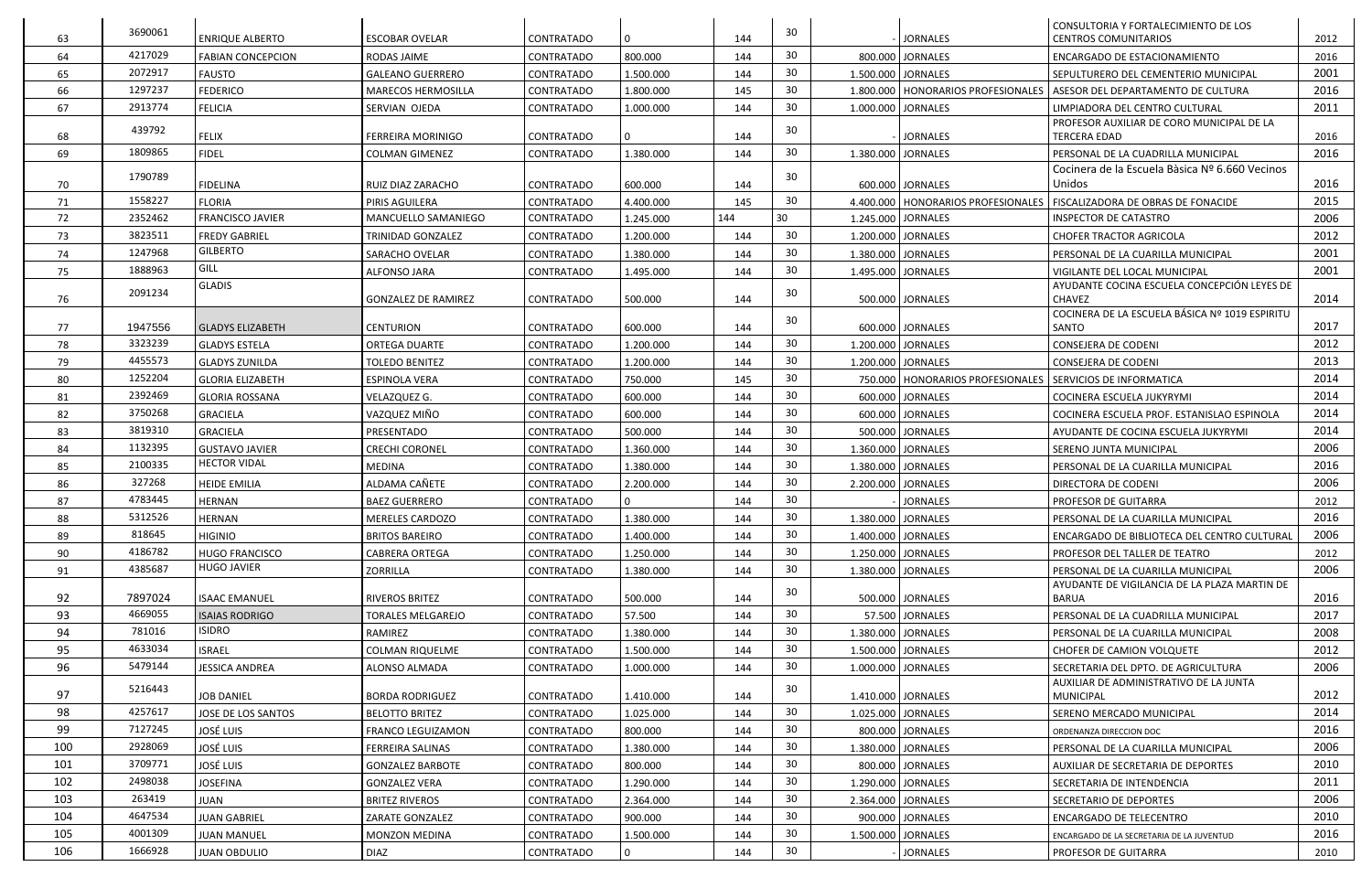| 63 | 3690061 | ENRIQUE ALBERTO | ESCOBAR OVELAR | CONTRATADO | 0 | 144 | 30 | - | JORNALES | CONSULTORIA Y FORTALECIMIENTO DE LOS CENTROS COMUNITARIOS | 2012 |
|---|---|---|---|---|---|---|---|---|---|---|---|
| 64 | 4217029 | FABIAN CONCEPCION | RODAS JAIME | CONTRATADO | 800.000 | 144 | 30 | 800.000 | JORNALES | ENCARGADO DE ESTACIONAMIENTO | 2016 |
| 65 | 2072917 | FAUSTO | GALEANO GUERRERO | CONTRATADO | 1.500.000 | 144 | 30 | 1.500.000 | JORNALES | SEPULTURERO DEL CEMENTERIO MUNICIPAL | 2001 |
| 66 | 1297237 | FEDERICO | MARECOS HERMOSILLA | CONTRATADO | 1.800.000 | 145 | 30 | 1.800.000 | HONORARIOS PROFESIONALES | ASESOR DEL DEPARTAMENTO DE CULTURA | 2016 |
| 67 | 2913774 | FELICIA | SERVIAN OJEDA | CONTRATADO | 1.000.000 | 144 | 30 | 1.000.000 | JORNALES | LIMPIADORA DEL CENTRO CULTURAL | 2011 |
| 68 | 439792 | FELIX | FERREIRA MORINIGO | CONTRATADO | 0 | 144 | 30 | - | JORNALES | PROFESOR AUXILIAR DE CORO MUNICIPAL DE LA TERCERA EDAD | 2016 |
| 69 | 1809865 | FIDEL | COLMAN GIMENEZ | CONTRATADO | 1.380.000 | 144 | 30 | 1.380.000 | JORNALES | PERSONAL DE LA CUADRILLA MUNICIPAL | 2016 |
| 70 | 1790789 | FIDELINA | RUIZ DIAZ ZARACHO | CONTRATADO | 600.000 | 144 | 30 | 600.000 | JORNALES | Cocinera de la Escuela Bàsica Nº 6.660 Vecinos Unidos | 2016 |
| 71 | 1558227 | FLORIA | PIRIS AGUILERA | CONTRATADO | 4.400.000 | 145 | 30 | 4.400.000 | HONORARIOS PROFESIONALES | FISCALIZADORA DE OBRAS DE FONACIDE | 2015 |
| 72 | 2352462 | FRANCISCO JAVIER | MANCUELLO SAMANIEGO | CONTRATADO | 1.245.000 | 144 | 30 | 1.245.000 | JORNALES | INSPECTOR DE CATASTRO | 2006 |
| 73 | 3823511 | FREDY GABRIEL | TRINIDAD GONZALEZ | CONTRATADO | 1.200.000 | 144 | 30 | 1.200.000 | JORNALES | CHOFER TRACTOR AGRICOLA | 2012 |
| 74 | 1247968 | GILBERTO | SARACHO OVELAR | CONTRATADO | 1.380.000 | 144 | 30 | 1.380.000 | JORNALES | PERSONAL DE LA CUARILLA MUNICIPAL | 2001 |
| 75 | 1888963 | GILL | ALFONSO JARA | CONTRATADO | 1.495.000 | 144 | 30 | 1.495.000 | JORNALES | VIGILANTE DEL LOCAL MUNICIPAL | 2001 |
| 76 | 2091234 | GLADIS | GONZALEZ DE RAMIREZ | CONTRATADO | 500.000 | 144 | 30 | 500.000 | JORNALES | AYUDANTE COCINA ESCUELA CONCEPCIÓN LEYES DE CHAVEZ | 2014 |
| 77 | 1947556 | GLADYS ELIZABETH | CENTURION | CONTRATADO | 600.000 | 144 | 30 | 600.000 | JORNALES | COCINERA DE LA ESCUELA BÁSICA Nº 1019 ESPIRITU SANTO | 2017 |
| 78 | 3323239 | GLADYS ESTELA | ORTEGA DUARTE | CONTRATADO | 1.200.000 | 144 | 30 | 1.200.000 | JORNALES | CONSEJERA DE CODENI | 2012 |
| 79 | 4455573 | GLADYS ZUNILDA | TOLEDO BENITEZ | CONTRATADO | 1.200.000 | 144 | 30 | 1.200.000 | JORNALES | CONSEJERA DE CODENI | 2013 |
| 80 | 1252204 | GLORIA ELIZABETH | ESPINOLA VERA | CONTRATADO | 750.000 | 145 | 30 | 750.000 | HONORARIOS PROFESIONALES | SERVICIOS DE INFORMATICA | 2014 |
| 81 | 2392469 | GLORIA ROSSANA | VELAZQUEZ G. | CONTRATADO | 600.000 | 144 | 30 | 600.000 | JORNALES | COCINERA ESCUELA JUKYRYMI | 2014 |
| 82 | 3750268 | GRACIELA | VAZQUEZ MIÑO | CONTRATADO | 600.000 | 144 | 30 | 600.000 | JORNALES | COCINERA ESCUELA PROF. ESTANISLAO ESPINOLA | 2014 |
| 83 | 3819310 | GRACIELA | PRESENTADO | CONTRATADO | 500.000 | 144 | 30 | 500.000 | JORNALES | AYUDANTE DE COCINA ESCUELA JUKYRYMI | 2014 |
| 84 | 1132395 | GUSTAVO JAVIER | CRECHI CORONEL | CONTRATADO | 1.360.000 | 144 | 30 | 1.360.000 | JORNALES | SERENO JUNTA MUNICIPAL | 2006 |
| 85 | 2100335 | HECTOR VIDAL | MEDINA | CONTRATADO | 1.380.000 | 144 | 30 | 1.380.000 | JORNALES | PERSONAL DE LA CUARILLA MUNICIPAL | 2016 |
| 86 | 327268 | HEIDE EMILIA | ALDAMA CAÑETE | CONTRATADO | 2.200.000 | 144 | 30 | 2.200.000 | JORNALES | DIRECTORA DE CODENI | 2006 |
| 87 | 4783445 | HERNAN | BAEZ GUERRERO | CONTRATADO | 0 | 144 | 30 | - | JORNALES | PROFESOR DE GUITARRA | 2012 |
| 88 | 5312526 | HERNAN | MERELES CARDOZO | CONTRATADO | 1.380.000 | 144 | 30 | 1.380.000 | JORNALES | PERSONAL DE LA CUARILLA MUNICIPAL | 2016 |
| 89 | 818645 | HIGINIO | BRITOS BAREIRO | CONTRATADO | 1.400.000 | 144 | 30 | 1.400.000 | JORNALES | ENCARGADO DE BIBLIOTECA DEL CENTRO CULTURAL | 2006 |
| 90 | 4186782 | HUGO FRANCISCO | CABRERA ORTEGA | CONTRATADO | 1.250.000 | 144 | 30 | 1.250.000 | JORNALES | PROFESOR DEL TALLER DE TEATRO | 2012 |
| 91 | 4385687 | HUGO JAVIER | ZORRILLA | CONTRATADO | 1.380.000 | 144 | 30 | 1.380.000 | JORNALES | PERSONAL DE LA CUARILLA MUNICIPAL | 2006 |
| 92 | 7897024 | ISAAC EMANUEL | RIVEROS BRITEZ | CONTRATADO | 500.000 | 144 | 30 | 500.000 | JORNALES | AYUDANTE DE VIGILANCIA DE LA PLAZA MARTIN DE BARUA | 2016 |
| 93 | 4669055 | ISAIAS RODRIGO | TORALES MELGAREJO | CONTRATADO | 57.500 | 144 | 30 | 57.500 | JORNALES | PERSONAL DE LA CUADRILLA MUNICIPAL | 2017 |
| 94 | 781016 | ISIDRO | RAMIREZ | CONTRATADO | 1.380.000 | 144 | 30 | 1.380.000 | JORNALES | PERSONAL DE LA CUARILLA MUNICIPAL | 2008 |
| 95 | 4633034 | ISRAEL | COLMAN RIQUELME | CONTRATADO | 1.500.000 | 144 | 30 | 1.500.000 | JORNALES | CHOFER DE CAMION VOLQUETE | 2012 |
| 96 | 5479144 | JESSICA ANDREA | ALONSO ALMADA | CONTRATADO | 1.000.000 | 144 | 30 | 1.000.000 | JORNALES | SECRETARIA DEL DPTO. DE AGRICULTURA | 2006 |
| 97 | 5216443 | JOB DANIEL | BORDA RODRIGUEZ | CONTRATADO | 1.410.000 | 144 | 30 | 1.410.000 | JORNALES | AUXILIAR DE ADMINISTRATIVO DE LA JUNTA MUNICIPAL | 2012 |
| 98 | 4257617 | JOSE DE LOS SANTOS | BELOTTO BRITEZ | CONTRATADO | 1.025.000 | 144 | 30 | 1.025.000 | JORNALES | SERENO MERCADO MUNICIPAL | 2014 |
| 99 | 7127245 | JOSÉ LUIS | FRANCO LEGUIZAMON | CONTRATADO | 800.000 | 144 | 30 | 800.000 | JORNALES | ORDENANZA DIRECCION DOC | 2016 |
| 100 | 2928069 | JOSÉ LUIS | FERREIRA SALINAS | CONTRATADO | 1.380.000 | 144 | 30 | 1.380.000 | JORNALES | PERSONAL DE LA CUARILLA MUNICIPAL | 2006 |
| 101 | 3709771 | JOSÉ LUIS | GONZALEZ BARBOTE | CONTRATADO | 800.000 | 144 | 30 | 800.000 | JORNALES | AUXILIAR DE SECRETARIA DE DEPORTES | 2010 |
| 102 | 2498038 | JOSEFINA | GONZALEZ VERA | CONTRATADO | 1.290.000 | 144 | 30 | 1.290.000 | JORNALES | SECRETARIA DE INTENDENCIA | 2011 |
| 103 | 263419 | JUAN | BRITEZ RIVEROS | CONTRATADO | 2.364.000 | 144 | 30 | 2.364.000 | JORNALES | SECRETARIO DE DEPORTES | 2006 |
| 104 | 4647534 | JUAN GABRIEL | ZARATE GONZALEZ | CONTRATADO | 900.000 | 144 | 30 | 900.000 | JORNALES | ENCARGADO DE TELECENTRO | 2010 |
| 105 | 4001309 | JUAN MANUEL | MONZON MEDINA | CONTRATADO | 1.500.000 | 144 | 30 | 1.500.000 | JORNALES | ENCARGADO DE LA SECRETARIA DE LA JUVENTUD | 2016 |
| 106 | 1666928 | JUAN OBDULIO | DIAZ | CONTRATADO | 0 | 144 | 30 | - | JORNALES | PROFESOR DE GUITARRA | 2010 |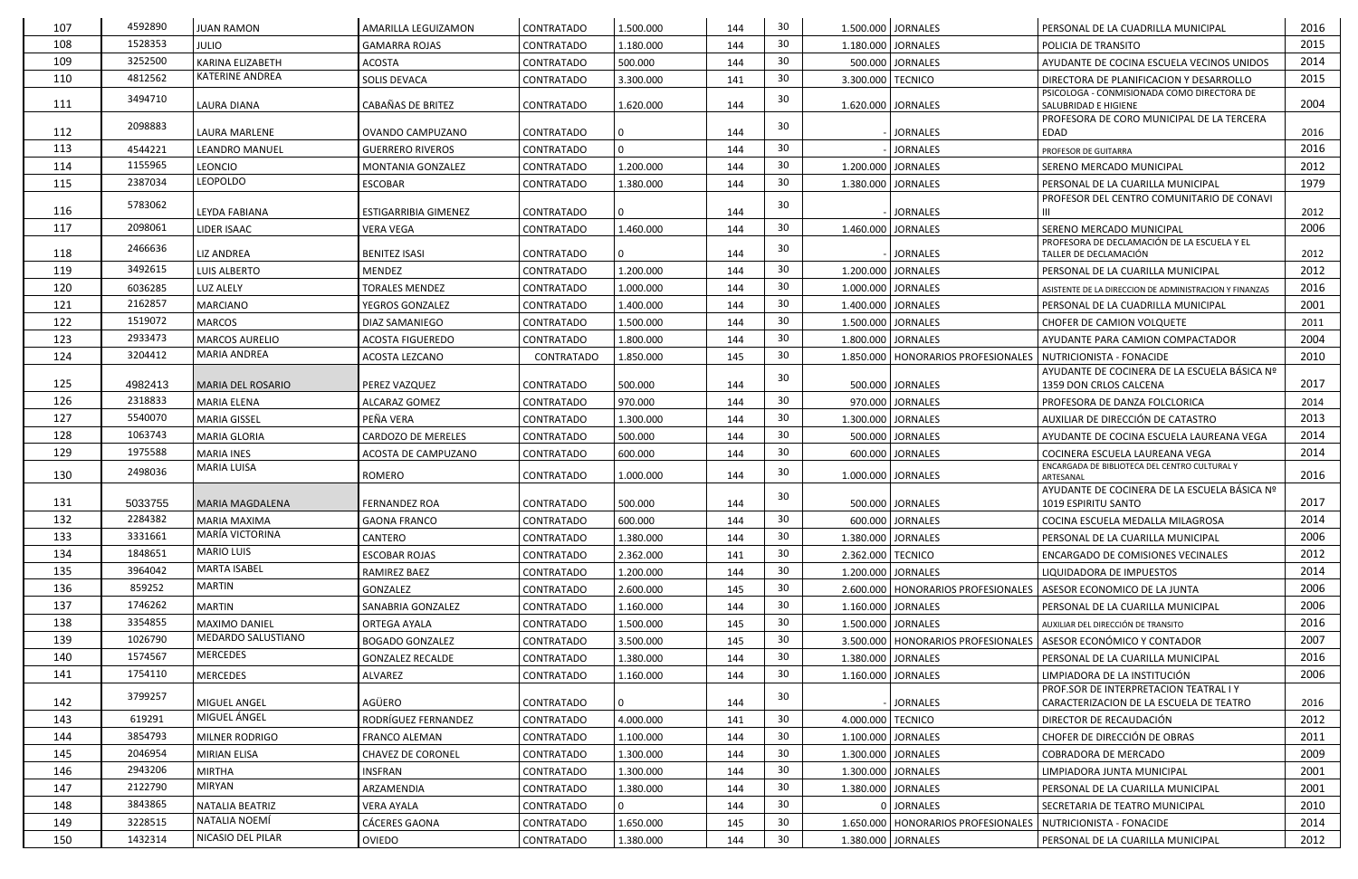| 107 | 4592890 | JUAN RAMON | AMARILLA LEGUIZAMON | CONTRATADO | 1.500.000 | 144 | 30 | 1.500.000 | JORNALES | PERSONAL DE LA CUADRILLA MUNICIPAL | 2016 |
|---|---|---|---|---|---|---|---|---|---|---|---|
| 108 | 1528353 | JULIO | GAMARRA ROJAS | CONTRATADO | 1.180.000 | 144 | 30 | 1.180.000 | JORNALES | POLICIA DE TRANSITO | 2015 |
| 109 | 3252500 | KARINA ELIZABETH | ACOSTA | CONTRATADO | 500.000 | 144 | 30 | 500.000 | JORNALES | AYUDANTE DE COCINA ESCUELA VECINOS UNIDOS | 2014 |
| 110 | 4812562 | KATERINE ANDREA | SOLIS DEVACA | CONTRATADO | 3.300.000 | 141 | 30 | 3.300.000 | TECNICO | DIRECTORA DE PLANIFICACION Y DESARROLLO | 2015 |
| 111 | 3494710 | LAURA DIANA | CABAÑAS DE BRITEZ | CONTRATADO | 1.620.000 | 144 | 30 | 1.620.000 | JORNALES | PSICOLOGA - CONMISIONADA COMO DIRECTORA DE SALUBRIDAD E HIGIENE | 2004 |
| 112 | 2098883 | LAURA MARLENE | OVANDO CAMPUZANO | CONTRATADO | 0 | 144 | 30 | - | JORNALES | PROFESORA DE CORO MUNICIPAL DE LA TERCERA EDAD | 2016 |
| 113 | 4544221 | LEANDRO MANUEL | GUERRERO RIVEROS | CONTRATADO | 0 | 144 | 30 | - | JORNALES | PROFESOR DE GUITARRA | 2016 |
| 114 | 1155965 | LEONCIO | MONTANIA GONZALEZ | CONTRATADO | 1.200.000 | 144 | 30 | 1.200.000 | JORNALES | SERENO MERCADO MUNICIPAL | 2012 |
| 115 | 2387034 | LEOPOLDO | ESCOBAR | CONTRATADO | 1.380.000 | 144 | 30 | 1.380.000 | JORNALES | PERSONAL DE LA CUARILLA MUNICIPAL | 1979 |
| 116 | 5783062 | LEYDA FABIANA | ESTIGARRIBIA GIMENEZ | CONTRATADO | 0 | 144 | 30 | - | JORNALES | PROFESOR DEL CENTRO COMUNITARIO DE CONAVI III | 2012 |
| 117 | 2098061 | LIDER ISAAC | VERA VEGA | CONTRATADO | 1.460.000 | 144 | 30 | 1.460.000 | JORNALES | SERENO MERCADO MUNICIPAL | 2006 |
| 118 | 2466636 | LIZ ANDREA | BENITEZ ISASI | CONTRATADO | 0 | 144 | 30 | - | JORNALES | PROFESORA DE DECLAMACIÓN DE LA ESCUELA Y EL TALLER DE DECLAMACIÓN | 2012 |
| 119 | 3492615 | LUIS ALBERTO | MENDEZ | CONTRATADO | 1.200.000 | 144 | 30 | 1.200.000 | JORNALES | PERSONAL DE LA CUARILLA MUNICIPAL | 2012 |
| 120 | 6036285 | LUZ ALELY | TORALES MENDEZ | CONTRATADO | 1.000.000 | 144 | 30 | 1.000.000 | JORNALES | ASISTENTE DE LA DIRECCION DE ADMINISTRACION Y FINANZAS | 2016 |
| 121 | 2162857 | MARCIANO | YEGROS GONZALEZ | CONTRATADO | 1.400.000 | 144 | 30 | 1.400.000 | JORNALES | PERSONAL DE LA CUADRILLA MUNICIPAL | 2001 |
| 122 | 1519072 | MARCOS | DIAZ SAMANIEGO | CONTRATADO | 1.500.000 | 144 | 30 | 1.500.000 | JORNALES | CHOFER DE CAMION VOLQUETE | 2011 |
| 123 | 2933473 | MARCOS AURELIO | ACOSTA FIGUEREDO | CONTRATADO | 1.800.000 | 144 | 30 | 1.800.000 | JORNALES | AYUDANTE PARA CAMION COMPACTADOR | 2004 |
| 124 | 3204412 | MARIA ANDREA | ACOSTA LEZCANO | CONTRATADO | 1.850.000 | 145 | 30 | 1.850.000 | HONORARIOS PROFESIONALES | NUTRICIONISTA - FONACIDE | 2010 |
| 125 | 4982413 | MARIA DEL ROSARIO | PEREZ VAZQUEZ | CONTRATADO | 500.000 | 144 | 30 | 500.000 | JORNALES | AYUDANTE DE COCINERA DE LA ESCUELA BÁSICA Nº 1359 DON CRLOS CALCENA | 2017 |
| 126 | 2318833 | MARIA ELENA | ALCARAZ GOMEZ | CONTRATADO | 970.000 | 144 | 30 | 970.000 | JORNALES | PROFESORA DE DANZA FOLCLORICA | 2014 |
| 127 | 5540070 | MARIA GISSEL | PEÑA VERA | CONTRATADO | 1.300.000 | 144 | 30 | 1.300.000 | JORNALES | AUXILIAR DE DIRECCIÓN DE CATASTRO | 2013 |
| 128 | 1063743 | MARIA GLORIA | CARDOZO DE MERELES | CONTRATADO | 500.000 | 144 | 30 | 500.000 | JORNALES | AYUDANTE DE COCINA ESCUELA LAUREANA VEGA | 2014 |
| 129 | 1975588 | MARIA INES | ACOSTA DE CAMPUZANO | CONTRATADO | 600.000 | 144 | 30 | 600.000 | JORNALES | COCINERA ESCUELA LAUREANA VEGA | 2014 |
| 130 | 2498036 | MARIA LUISA | ROMERO | CONTRATADO | 1.000.000 | 144 | 30 | 1.000.000 | JORNALES | ENCARGADA DE BIBLIOTECA DEL CENTRO CULTURAL Y ARTESANAL | 2016 |
| 131 | 5033755 | MARIA MAGDALENA | FERNANDEZ ROA | CONTRATADO | 500.000 | 144 | 30 | 500.000 | JORNALES | AYUDANTE DE COCINERA DE LA ESCUELA BÁSICA Nº 1019 ESPIRITU SANTO | 2017 |
| 132 | 2284382 | MARIA MAXIMA | GAONA FRANCO | CONTRATADO | 600.000 | 144 | 30 | 600.000 | JORNALES | COCINA ESCUELA MEDALLA MILAGROSA | 2014 |
| 133 | 3331661 | MARÍA VICTORINA | CANTERO | CONTRATADO | 1.380.000 | 144 | 30 | 1.380.000 | JORNALES | PERSONAL DE LA CUARILLA MUNICIPAL | 2006 |
| 134 | 1848651 | MARIO LUIS | ESCOBAR ROJAS | CONTRATADO | 2.362.000 | 141 | 30 | 2.362.000 | TECNICO | ENCARGADO DE COMISIONES VECINALES | 2012 |
| 135 | 3964042 | MARTA ISABEL | RAMIREZ BAEZ | CONTRATADO | 1.200.000 | 144 | 30 | 1.200.000 | JORNALES | LIQUIDADORA DE IMPUESTOS | 2014 |
| 136 | 859252 | MARTIN | GONZALEZ | CONTRATADO | 2.600.000 | 145 | 30 | 2.600.000 | HONORARIOS PROFESIONALES | ASESOR ECONOMICO DE LA JUNTA | 2006 |
| 137 | 1746262 | MARTIN | SANABRIA GONZALEZ | CONTRATADO | 1.160.000 | 144 | 30 | 1.160.000 | JORNALES | PERSONAL DE LA CUARILLA MUNICIPAL | 2006 |
| 138 | 3354855 | MAXIMO DANIEL | ORTEGA AYALA | CONTRATADO | 1.500.000 | 145 | 30 | 1.500.000 | JORNALES | AUXILIAR DEL DIRECCIÓN DE TRANSITO | 2016 |
| 139 | 1026790 | MEDARDO SALUSTIANO | BOGADO GONZALEZ | CONTRATADO | 3.500.000 | 145 | 30 | 3.500.000 | HONORARIOS PROFESIONALES | ASESOR ECONÓMICO Y CONTADOR | 2007 |
| 140 | 1574567 | MERCEDES | GONZALEZ RECALDE | CONTRATADO | 1.380.000 | 144 | 30 | 1.380.000 | JORNALES | PERSONAL DE LA CUARILLA MUNICIPAL | 2016 |
| 141 | 1754110 | MERCEDES | ALVAREZ | CONTRATADO | 1.160.000 | 144 | 30 | 1.160.000 | JORNALES | LIMPIADORA DE LA INSTITUCIÓN | 2006 |
| 142 | 3799257 | MIGUEL ANGEL | AGÜERO | CONTRATADO | 0 | 144 | 30 | - | JORNALES | PROF.SOR DE INTERPRETACION TEATRAL I Y CARACTERIZACION DE LA ESCUELA DE TEATRO | 2016 |
| 143 | 619291 | MIGUEL ÁNGEL | RODRÍGUEZ FERNANDEZ | CONTRATADO | 4.000.000 | 141 | 30 | 4.000.000 | TECNICO | DIRECTOR DE RECAUDACIÓN | 2012 |
| 144 | 3854793 | MILNER RODRIGO | FRANCO ALEMAN | CONTRATADO | 1.100.000 | 144 | 30 | 1.100.000 | JORNALES | CHOFER DE DIRECCIÓN DE OBRAS | 2011 |
| 145 | 2046954 | MIRIAN ELISA | CHAVEZ DE CORONEL | CONTRATADO | 1.300.000 | 144 | 30 | 1.300.000 | JORNALES | COBRADORA DE MERCADO | 2009 |
| 146 | 2943206 | MIRTHA | INSFRAN | CONTRATADO | 1.300.000 | 144 | 30 | 1.300.000 | JORNALES | LIMPIADORA JUNTA MUNICIPAL | 2001 |
| 147 | 2122790 | MIRYAN | ARZAMENDIA | CONTRATADO | 1.380.000 | 144 | 30 | 1.380.000 | JORNALES | PERSONAL DE LA CUARILLA MUNICIPAL | 2001 |
| 148 | 3843865 | NATALIA BEATRIZ | VERA AYALA | CONTRATADO | 0 | 144 | 30 | 0 | JORNALES | SECRETARIA DE TEATRO MUNICIPAL | 2010 |
| 149 | 3228515 | NATALIA NOEMÍ | CÁCERES GAONA | CONTRATADO | 1.650.000 | 145 | 30 | 1.650.000 | HONORARIOS PROFESIONALES | NUTRICIONISTA - FONACIDE | 2014 |
| 150 | 1432314 | NICASIO DEL PILAR | OVIEDO | CONTRATADO | 1.380.000 | 144 | 30 | 1.380.000 | JORNALES | PERSONAL DE LA CUARILLA MUNICIPAL | 2012 |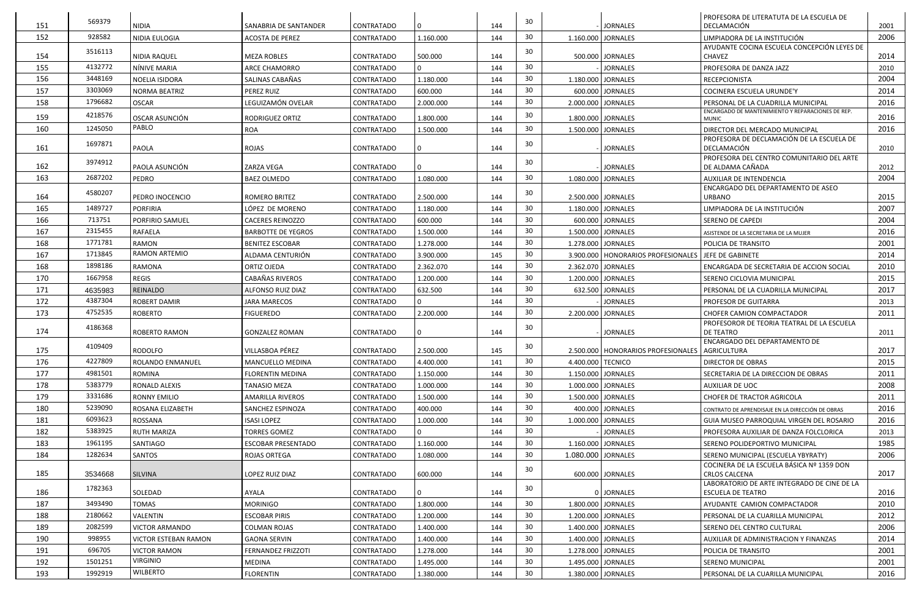| 151 | 569379 | NIDIA | SANABRIA DE SANTANDER | CONTRATADO | 0 | 144 | 30 | - | JORNALES | PROFESORA DE LITERATUTA DE LA ESCUELA DE DECLAMACIÓN | 2001 |
|---|---|---|---|---|---|---|---|---|---|---|---|
| 152 | 928582 | NIDIA EULOGIA | ACOSTA DE PEREZ | CONTRATADO | 1.160.000 | 144 | 30 | 1.160.000 | JORNALES | LIMPIADORA DE LA INSTITUCIÓN | 2006 |
| 154 | 3516113 | NIDIA RAQUEL | MEZA ROBLES | CONTRATADO | 500.000 | 144 | 30 | 500.000 | JORNALES | AYUDANTE COCINA ESCUELA CONCEPCIÓN LEYES DE CHAVEZ | 2014 |
| 155 | 4132772 | NÍNIVE MARIA | ARCE CHAMORRO | CONTRATADO | 0 | 144 | 30 | - | JORNALES | PROFESORA DE DANZA JAZZ | 2010 |
| 156 | 3448169 | NOELIA ISIDORA | SALINAS CABAÑAS | CONTRATADO | 1.180.000 | 144 | 30 | 1.180.000 | JORNALES | RECEPCIONISTA | 2004 |
| 157 | 3303069 | NORMA BEATRIZ | PEREZ RUIZ | CONTRATADO | 600.000 | 144 | 30 | 600.000 | JORNALES | COCINERA ESCUELA URUNDE'Y | 2014 |
| 158 | 1796682 | OSCAR | LEGUIZAMÓN OVELAR | CONTRATADO | 2.000.000 | 144 | 30 | 2.000.000 | JORNALES | PERSONAL DE LA CUADRILLA MUNICIPAL | 2016 |
| 159 | 4218576 | OSCAR ASUNCIÓN | RODRIGUEZ ORTIZ | CONTRATADO | 1.800.000 | 144 | 30 | 1.800.000 | JORNALES | ENCARGADO DE MANTENIMIENTO Y REPARACIONES DE REP. MUNIC | 2016 |
| 160 | 1245050 | PABLO | ROA | CONTRATADO | 1.500.000 | 144 | 30 | 1.500.000 | JORNALES | DIRECTOR DEL MERCADO MUNICIPAL | 2016 |
| 161 | 1697871 | PAOLA | ROJAS | CONTRATADO | 0 | 144 | 30 | - | JORNALES | PROFESORA DE DECLAMACIÓN DE LA ESCUELA DE DECLAMACIÓN | 2010 |
| 162 | 3974912 | PAOLA ASUNCIÓN | ZARZA VEGA | CONTRATADO | 0 | 144 | 30 | - | JORNALES | PROFESORA DEL CENTRO COMUNITARIO DEL ARTE DE ALDAMA CAÑADA | 2012 |
| 163 | 2687202 | PEDRO | BAEZ OLMEDO | CONTRATADO | 1.080.000 | 144 | 30 | 1.080.000 | JORNALES | AUXILIAR DE INTENDENCIA | 2004 |
| 164 | 4580207 | PEDRO INOCENCIO | ROMERO BRITEZ | CONTRATADO | 2.500.000 | 144 | 30 | 2.500.000 | JORNALES | ENCARGADO DEL DEPARTAMENTO DE ASEO URBANO | 2015 |
| 165 | 1489727 | PORFIRIA | LÓPEZ DE MORENO | CONTRATADO | 1.180.000 | 144 | 30 | 1.180.000 | JORNALES | LIMPIADORA DE LA INSTITUCIÓN | 2007 |
| 166 | 713751 | PORFIRIO SAMUEL | CACERES REINOZZO | CONTRATADO | 600.000 | 144 | 30 | 600.000 | JORNALES | SERENO DE CAPEDI | 2004 |
| 167 | 2315455 | RAFAELA | BARBOTTE DE YEGROS | CONTRATADO | 1.500.000 | 144 | 30 | 1.500.000 | JORNALES | ASISTENDE DE LA SECRETARIA DE LA MUJER | 2016 |
| 168 | 1771781 | RAMON | BENITEZ ESCOBAR | CONTRATADO | 1.278.000 | 144 | 30 | 1.278.000 | JORNALES | POLICIA DE TRANSITO | 2001 |
| 167 | 1713845 | RAMON ARTEMIO | ALDAMA CENTURIÓN | CONTRATADO | 3.900.000 | 145 | 30 | 3.900.000 | HONORARIOS PROFESIONALES | JEFE DE GABINETE | 2014 |
| 168 | 1898186 | RAMONA | ORTIZ OJEDA | CONTRATADO | 2.362.070 | 144 | 30 | 2.362.070 | JORNALES | ENCARGADA DE SECRETARIA DE ACCION SOCIAL | 2010 |
| 170 | 1667958 | REGIS | CABAÑAS RIVEROS | CONTRATADO | 1.200.000 | 144 | 30 | 1.200.000 | JORNALES | SERENO CICLOVIA MUNICIPAL | 2015 |
| 171 | 4635983 | REINALDO | ALFONSO RUIZ DIAZ | CONTRATADO | 632.500 | 144 | 30 | 632.500 | JORNALES | PERSONAL DE LA CUADRILLA MUNICIPAL | 2017 |
| 172 | 4387304 | ROBERT DAMIR | JARA MARECOS | CONTRATADO | 0 | 144 | 30 | - | JORNALES | PROFESOR DE GUITARRA | 2013 |
| 173 | 4752535 | ROBERTO | FIGUEREDO | CONTRATADO | 2.200.000 | 144 | 30 | 2.200.000 | JORNALES | CHOFER CAMION COMPACTADOR | 2011 |
| 174 | 4186368 | ROBERTO RAMON | GONZALEZ ROMAN | CONTRATADO | 0 | 144 | 30 | - | JORNALES | PROFESOROR DE TEORIA TEATRAL DE LA ESCUELA DE TEATRO | 2011 |
| 175 | 4109409 | RODOLFO | VILLASBOA PÉREZ | CONTRATADO | 2.500.000 | 145 | 30 | 2.500.000 | HONORARIOS PROFESIONALES | ENCARGADO DEL DEPARTAMENTO DE AGRICULTURA | 2017 |
| 176 | 4227809 | ROLANDO ENMANUEL | MANCUELLO MEDINA | CONTRATADO | 4.400.000 | 141 | 30 | 4.400.000 | TECNICO | DIRECTOR DE OBRAS | 2015 |
| 177 | 4981501 | ROMINA | FLORENTIN MEDINA | CONTRATADO | 1.150.000 | 144 | 30 | 1.150.000 | JORNALES | SECRETARIA DE LA DIRECCION DE OBRAS | 2011 |
| 178 | 5383779 | RONALD ALEXIS | TANASIO MEZA | CONTRATADO | 1.000.000 | 144 | 30 | 1.000.000 | JORNALES | AUXILIAR DE UOC | 2008 |
| 179 | 3331686 | RONNY EMILIO | AMARILLA RIVEROS | CONTRATADO | 1.500.000 | 144 | 30 | 1.500.000 | JORNALES | CHOFER DE TRACTOR AGRICOLA | 2011 |
| 180 | 5239090 | ROSANA ELIZABETH | SANCHEZ ESPINOZA | CONTRATADO | 400.000 | 144 | 30 | 400.000 | JORNALES | CONTRATO DE APRENDISAJE EN LA DIRECCIÓN DE OBRAS | 2016 |
| 181 | 6093623 | ROSSANA | ISASI LOPEZ | CONTRATADO | 1.000.000 | 144 | 30 | 1.000.000 | JORNALES | GUIA MUSEO PARROQUIAL VIRGEN DEL ROSARIO | 2016 |
| 182 | 5383925 | RUTH MARIZA | TORRES GOMEZ | CONTRATADO | 0 | 144 | 30 | - | JORNALES | PROFESORA AUXILIAR DE DANZA FOLCLORICA | 2013 |
| 183 | 1961195 | SANTIAGO | ESCOBAR PRESENTADO | CONTRATADO | 1.160.000 | 144 | 30 | 1.160.000 | JORNALES | SERENO POLIDEPORTIVO MUNICIPAL | 1985 |
| 184 | 1282634 | SANTOS | ROJAS ORTEGA | CONTRATADO | 1.080.000 | 144 | 30 | 1.080.000 | JORNALES | SERENO MUNICIPAL (ESCUELA YBYRATY) | 2006 |
| 185 | 3534668 | SILVINA | LOPEZ RUIZ DIAZ | CONTRATADO | 600.000 | 144 | 30 | 600.000 | JORNALES | COCINERA DE LA ESCUELA BÁSICA Nº 1359 DON CRLOS CALCENA | 2017 |
| 186 | 1782363 | SOLEDAD | AYALA | CONTRATADO | 0 | 144 | 30 | 0 | JORNALES | LABORATORIO DE ARTE INTEGRADO DE CINE DE LA ESCUELA DE TEATRO | 2016 |
| 187 | 3493490 | TOMAS | MORINIGO | CONTRATADO | 1.800.000 | 144 | 30 | 1.800.000 | JORNALES | AYUDANTE CAMION COMPACTADOR | 2010 |
| 188 | 2180662 | VALENTIN | ESCOBAR PIRIS | CONTRATADO | 1.200.000 | 144 | 30 | 1.200.000 | JORNALES | PERSONAL DE LA CUARILLA MUNICIPAL | 2012 |
| 189 | 2082599 | VICTOR ARMANDO | COLMAN ROJAS | CONTRATADO | 1.400.000 | 144 | 30 | 1.400.000 | JORNALES | SERENO DEL CENTRO CULTURAL | 2006 |
| 190 | 998955 | VICTOR ESTEBAN RAMON | GAONA SERVIN | CONTRATADO | 1.400.000 | 144 | 30 | 1.400.000 | JORNALES | AUXILIAR DE ADMINISTRACION Y FINANZAS | 2014 |
| 191 | 696705 | VICTOR RAMON | FERNANDEZ FRIZZOTI | CONTRATADO | 1.278.000 | 144 | 30 | 1.278.000 | JORNALES | POLICIA DE TRANSITO | 2001 |
| 192 | 1501251 | VIRGINIO | MEDINA | CONTRATADO | 1.495.000 | 144 | 30 | 1.495.000 | JORNALES | SERENO MUNICIPAL | 2001 |
| 193 | 1992919 | WILBERTO | FLORENTIN | CONTRATADO | 1.380.000 | 144 | 30 | 1.380.000 | JORNALES | PERSONAL DE LA CUARILLA MUNICIPAL | 2016 |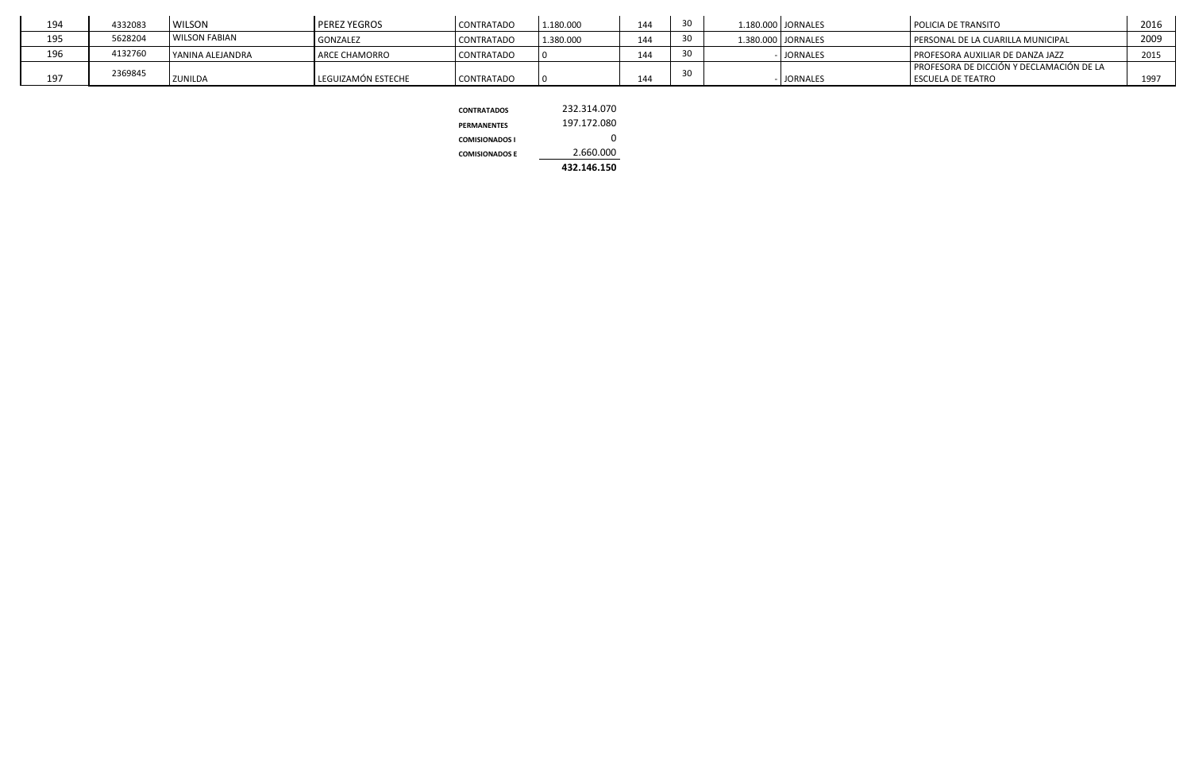| | | | | | | | | | | | |
|---|---|---|---|---|---|---|---|---|---|---|---|
| 194 | 4332083 | WILSON | PEREZ YEGROS | CONTRATADO | 1.180.000 | 144 | 30 | 1.180.000 | JORNALES | POLICIA DE TRANSITO | 2016 |
| 195 | 5628204 | WILSON FABIAN | GONZALEZ | CONTRATADO | 1.380.000 | 144 | 30 | 1.380.000 | JORNALES | PERSONAL DE LA CUARILLA MUNICIPAL | 2009 |
| 196 | 4132760 | YANINA ALEJANDRA | ARCE CHAMORRO | CONTRATADO | 0 | 144 | 30 | - | JORNALES | PROFESORA AUXILIAR DE DANZA JAZZ | 2015 |
| 197 | 2369845 | ZUNILDA | LEGUIZAMÓN ESTECHE | CONTRATADO | 0 | 144 | 30 | - | JORNALES | PROFESORA DE DICCIÓN Y DECLAMACIÓN DE LA ESCUELA DE TEATRO | 1997 |

| | |
|---|---|
| CONTRATADOS | 232.314.070 |
| PERMANENTES | 197.172.080 |
| COMISIONADOS I | 0 |
| COMISIONADOS E | 2.660.000 |
| | **432.146.150** |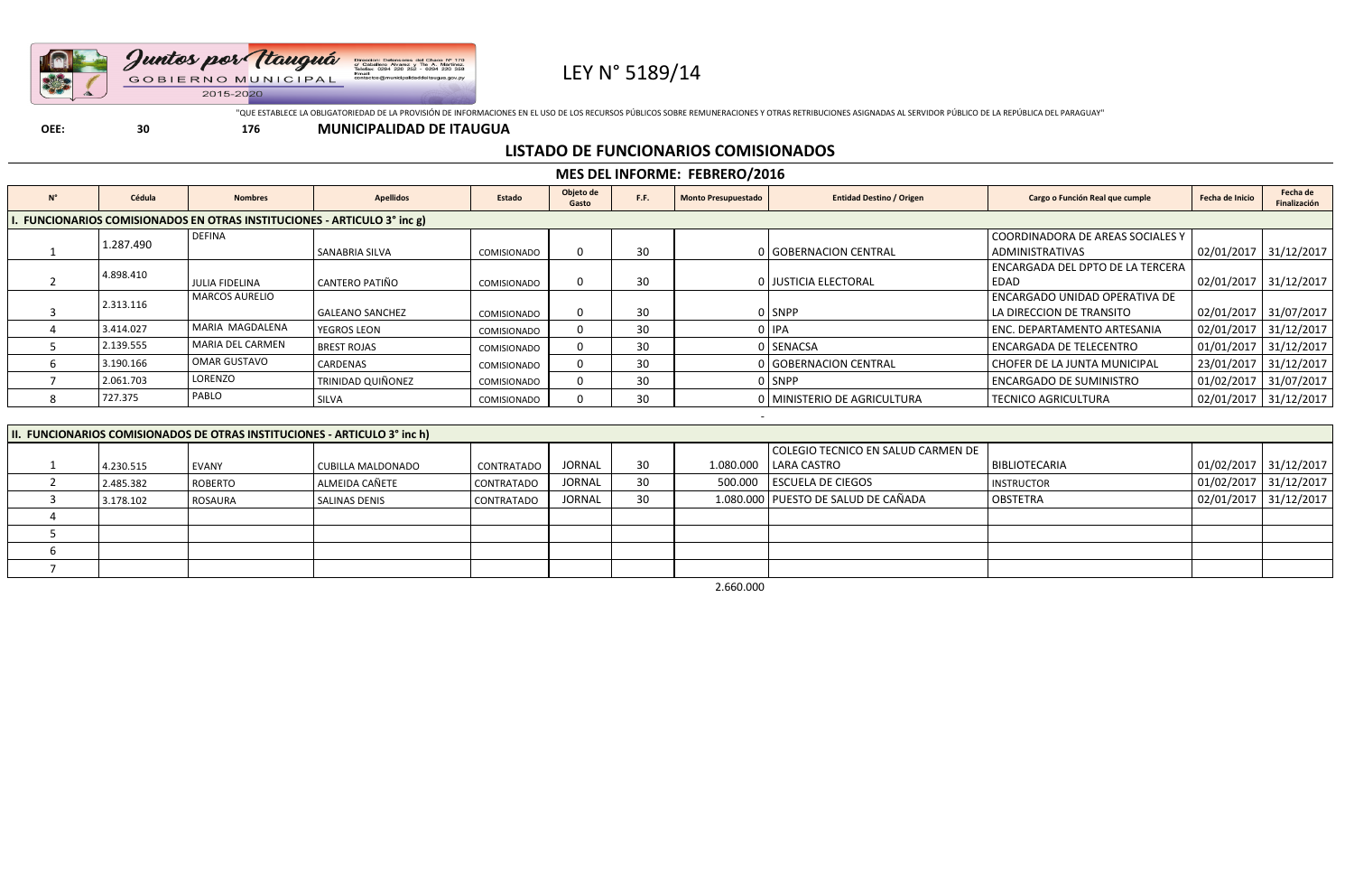Juntos por Itauguá
GOBIERNO MUNICIPAL
2015-2020

Dirección: Defensores del Chaco N° 170 c/ Caballero Álvarez y Tte. A. Martínez. Teléfax: 0294 220 352 - 0294 220 359 Email: contactos@municipalidaditaugua.gov.py

# LEY N° 5189/14

"QUE ESTABLECE LA OBLIGATORIEDAD DE LA PROVISIÓN DE INFORMACIONES EN EL USO DE LOS RECURSOS PÚBLICOS SOBRE REMUNERACIONES Y OTRAS RETRIBUCIONES ASIGNADAS AL SERVIDOR PÚBLICO DE LA REPÚBLICA DEL PARAGUAY"

**OEE:** 30 176 **MUNICIPALIDAD DE ITAUGUA**

## LISTADO DE FUNCIONARIOS COMISIONADOS

### MES DEL INFORME: FEBRERO/2016

| N° | Cédula | Nombres | Apellidos | Estado | Objeto de Gasto | F.F. | Monto Presupuestado | Entidad Destino / Origen | Cargo o Función Real que cumple | Fecha de Inicio | Fecha de Finalización |
|---|---|---|---|---|---|---|---|---|---|---|---|
| **I. FUNCIONARIOS COMISIONADOS EN OTRAS INSTITUCIONES - ARTICULO 3° inc g)** | | | | | | | | | | | |
| 1 | 1.287.490 | DEFINA | SANABRIA SILVA | COMISIONADO | 0 | 30 | 0 | GOBERNACION CENTRAL | COORDINADORA DE AREAS SOCIALES Y ADMINISTRATIVAS | 02/01/2017 | 31/12/2017 |
| 2 | 4.898.410 | JULIA FIDELINA | CANTERO PATIÑO | COMISIONADO | 0 | 30 | 0 | JUSTICIA ELECTORAL | ENCARGADA DEL DPTO DE LA TERCERA EDAD | 02/01/2017 | 31/12/2017 |
| 3 | 2.313.116 | MARCOS AURELIO | GALEANO SANCHEZ | COMISIONADO | 0 | 30 | 0 | SNPP | ENCARGADO UNIDAD OPERATIVA DE LA DIRECCION DE TRANSITO | 02/01/2017 | 31/07/2017 |
| 4 | 3.414.027 | MARIA MAGDALENA | YEGROS LEON | COMISIONADO | 0 | 30 | 0 | IPA | ENC. DEPARTAMENTO ARTESANIA | 02/01/2017 | 31/12/2017 |
| 5 | 2.139.555 | MARIA DEL CARMEN | BREST ROJAS | COMISIONADO | 0 | 30 | 0 | SENACSA | ENCARGADA DE TELECENTRO | 01/01/2017 | 31/12/2017 |
| 6 | 3.190.166 | OMAR GUSTAVO | CARDENAS | COMISIONADO | 0 | 30 | 0 | GOBERNACION CENTRAL | CHOFER DE LA JUNTA MUNICIPAL | 23/01/2017 | 31/12/2017 |
| 7 | 2.061.703 | LORENZO | TRINIDAD QUIÑONEZ | COMISIONADO | 0 | 30 | 0 | SNPP | ENCARGADO DE SUMINISTRO | 01/02/2017 | 31/07/2017 |
| 8 | 727.375 | PABLO | SILVA | COMISIONADO | 0 | 30 | 0 | MINISTERIO DE AGRICULTURA | TECNICO AGRICULTURA | 02/01/2017 | 31/12/2017 |

-

| N° | Cédula | Nombres | Apellidos | Estado | Objeto de Gasto | F.F. | Monto Presupuestado | Entidad Destino / Origen | Cargo o Función Real que cumple | Fecha de Inicio | Fecha de Finalización |
|---|---|---|---|---|---|---|---|---|---|---|---|
| **II. FUNCIONARIOS COMISIONADOS DE OTRAS INSTITUCIONES - ARTICULO 3° inc h)** | | | | | | | | | | | |
| 1 | 4.230.515 | EVANY | CUBILLA MALDONADO | CONTRATADO | JORNAL | 30 | 1.080.000 | COLEGIO TECNICO EN SALUD CARMEN DE LARA CASTRO | BIBLIOTECARIA | 01/02/2017 | 31/12/2017 |
| 2 | 2.485.382 | ROBERTO | ALMEIDA CAÑETE | CONTRATADO | JORNAL | 30 | 500.000 | ESCUELA DE CIEGOS | INSTRUCTOR | 01/02/2017 | 31/12/2017 |
| 3 | 3.178.102 | ROSAURA | SALINAS DENIS | CONTRATADO | JORNAL | 30 | 1.080.000 | PUESTO DE SALUD DE CAÑADA | OBSTETRA | 02/01/2017 | 31/12/2017 |
| 4 | | | | | | | | | | | |
| 5 | | | | | | | | | | | |
| 6 | | | | | | | | | | | |
| 7 | | | | | | | | | | | |
| | | | | | | | 2.660.000 | | | | |